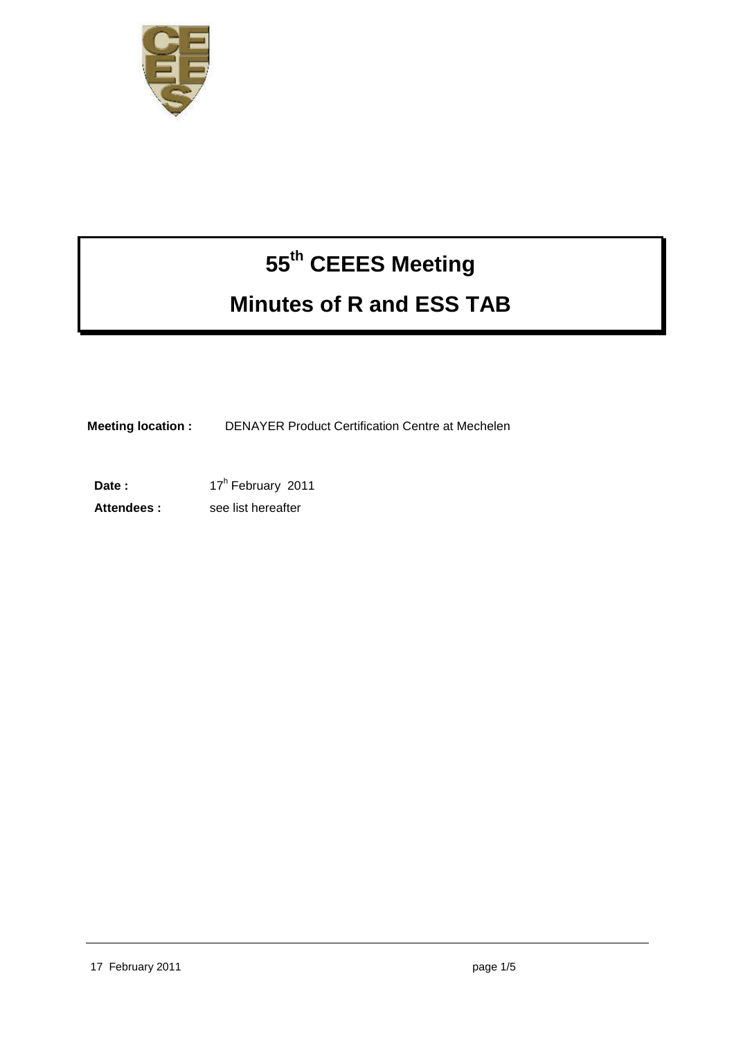# 55th CEEES Meeting

# Minutes of R and ESS TAB

**Meeting location :** DENAYER Product Certification Centre at Mechelen

**Date :** 17h February 2011

**Attendees :** see list hereafter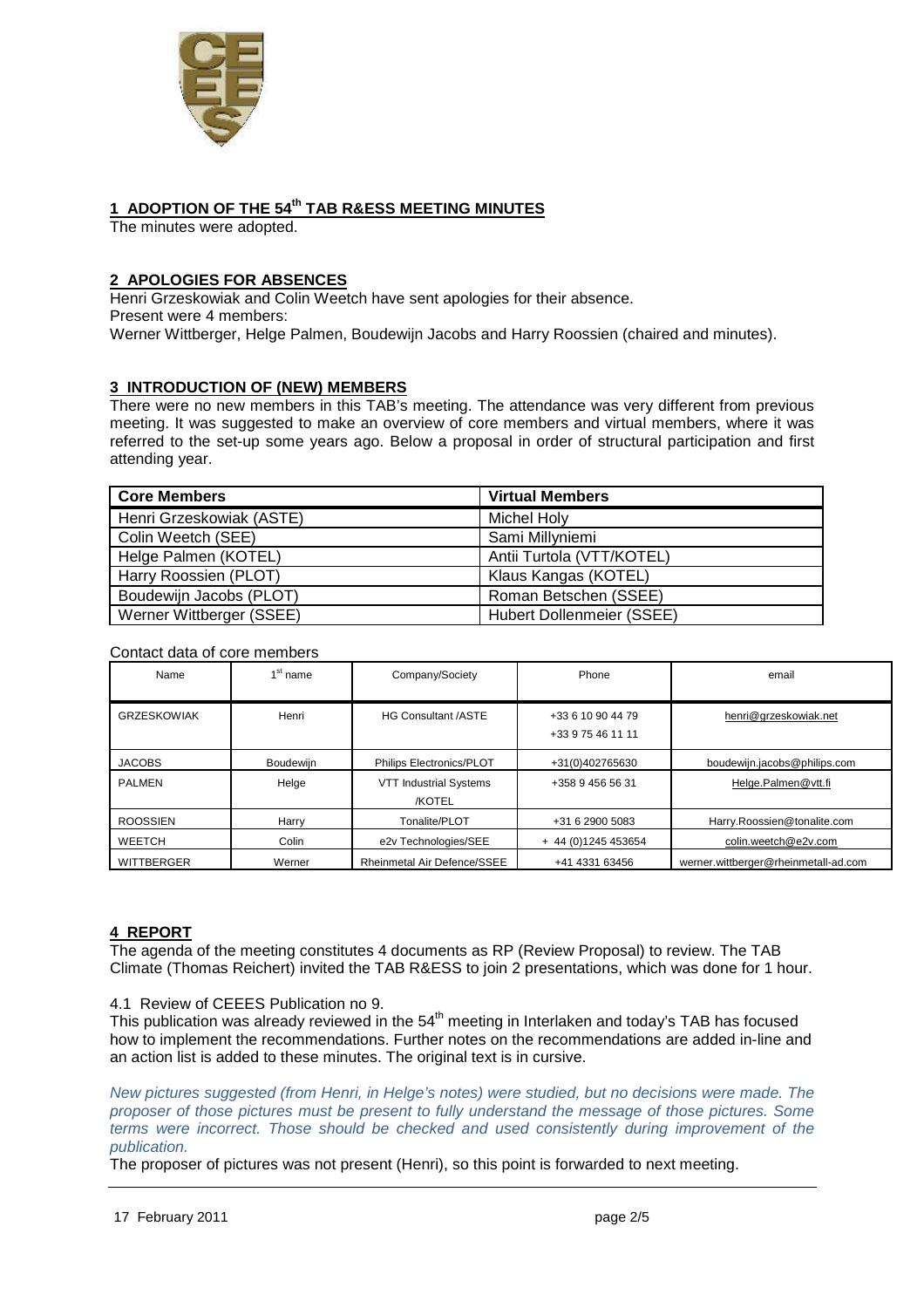## 1 ADOPTION OF THE 54th TAB R&ESS MEETING MINUTES

The minutes were adopted.

## 2 APOLOGIES FOR ABSENCES

Henri Grzeskowiak and Colin Weetch have sent apologies for their absence.
Present were 4 members:
Werner Wittberger, Helge Palmen, Boudewijn Jacobs and Harry Roossien (chaired and minutes).

## 3 INTRODUCTION OF (NEW) MEMBERS

There were no new members in this TAB's meeting. The attendance was very different from previous meeting. It was suggested to make an overview of core members and virtual members, where it was referred to the set-up some years ago. Below a proposal in order of structural participation and first attending year.

| Core Members | Virtual Members |
|---|---|
| Henri Grzeskowiak (ASTE) | Michel Holy |
| Colin Weetch (SEE) | Sami Millyniemi |
| Helge Palmen (KOTEL) | Antii Turtola (VTT/KOTEL) |
| Harry Roossien (PLOT) | Klaus Kangas (KOTEL) |
| Boudewijn Jacobs (PLOT) | Roman Betschen (SSEE) |
| Werner Wittberger (SSEE) | Hubert Dollenmeier (SSEE) |

Contact data of core members

| Name | 1st name | Company/Society | Phone | email |
|---|---|---|---|---|
| GRZESKOWIAK | Henri | HG Consultant /ASTE | +33 6 10 90 44 79<br>+33 9 75 46 11 11 | henri@grzeskowiak.net |
| JACOBS | Boudewijn | Philips Electronics/PLOT | +31(0)402765630 | boudewijn.jacobs@philips.com |
| PALMEN | Helge | VTT Industrial Systems /KOTEL | +358 9 456 56 31 | Helge.Palmen@vtt.fi |
| ROOSSIEN | Harry | Tonalite/PLOT | +31 6 2900 5083 | Harry.Roossien@tonalite.com |
| WEETCH | Colin | e2v Technologies/SEE | + 44 (0)1245 453654 | colin.weetch@e2v.com |
| WITTBERGER | Werner | Rheinmetal Air Defence/SSEE | +41 4331 63456 | werner.wittberger@rheinmetall-ad.com |

## 4 REPORT

The agenda of the meeting constitutes 4 documents as RP (Review Proposal) to review. The TAB Climate (Thomas Reichert) invited the TAB R&ESS to join 2 presentations, which was done for 1 hour.

4.1 Review of CEEES Publication no 9.

This publication was already reviewed in the 54th meeting in Interlaken and today's TAB has focused how to implement the recommendations. Further notes on the recommendations are added in-line and an action list is added to these minutes. The original text is in cursive.

*New pictures suggested (from Henri, in Helge's notes) were studied, but no decisions were made. The proposer of those pictures must be present to fully understand the message of those pictures. Some terms were incorrect. Those should be checked and used consistently during improvement of the publication.*

The proposer of pictures was not present (Henri), so this point is forwarded to next meeting.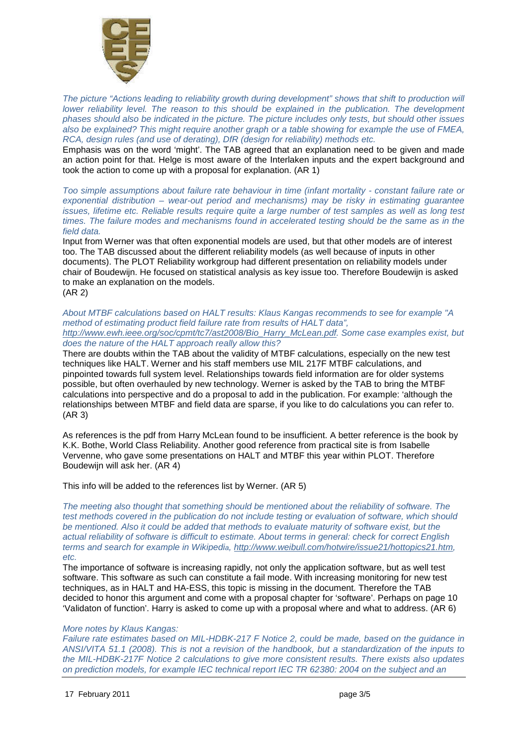*The picture “Actions leading to reliability growth during development” shows that shift to production will lower reliability level. The reason to this should be explained in the publication. The development phases should also be indicated in the picture. The picture includes only tests, but should other issues also be explained? This might require another graph or a table showing for example the use of FMEA, RCA, design rules (and use of derating), DfR (design for reliability) methods etc.*

Emphasis was on the word ‘might’. The TAB agreed that an explanation need to be given and made an action point for that. Helge is most aware of the Interlaken inputs and the expert background and took the action to come up with a proposal for explanation. (AR 1)

*Too simple assumptions about failure rate behaviour in time (infant mortality - constant failure rate or exponential distribution – wear-out period and mechanisms) may be risky in estimating guarantee issues, lifetime etc. Reliable results require quite a large number of test samples as well as long test times. The failure modes and mechanisms found in accelerated testing should be the same as in the field data.*

Input from Werner was that often exponential models are used, but that other models are of interest too. The TAB discussed about the different reliability models (as well because of inputs in other documents). The PLOT Reliability workgroup had different presentation on reliability models under chair of Boudewijn. He focused on statistical analysis as key issue too. Therefore Boudewijn is asked to make an explanation on the models.
(AR 2)

*About MTBF calculations based on HALT results: Klaus Kangas recommends to see for example "A method of estimating product field failure rate from results of HALT data", http://www.ewh.ieee.org/soc/cpmt/tc7/ast2008/Bio_Harry_McLean.pdf. Some case examples exist, but does the nature of the HALT approach really allow this?*

There are doubts within the TAB about the validity of MTBF calculations, especially on the new test techniques like HALT. Werner and his staff members use MIL 217F MTBF calculations, and pinpointed towards full system level. Relationships towards field information are for older systems possible, but often overhauled by new technology. Werner is asked by the TAB to bring the MTBF calculations into perspective and do a proposal to add in the publication. For example: ‘although the relationships between MTBF and field data are sparse, if you like to do calculations you can refer to. (AR 3)

As references is the pdf from Harry McLean found to be insufficient. A better reference is the book by K.K. Bothe, World Class Reliability. Another good reference from practical site is from Isabelle Vervenne, who gave some presentations on HALT and MTBF this year within PLOT. Therefore Boudewijn will ask her. (AR 4)

This info will be added to the references list by Werner. (AR 5)

*The meeting also thought that something should be mentioned about the reliability of software. The test methods covered in the publication do not include testing or evaluation of software, which should be mentioned. Also it could be added that methods to evaluate maturity of software exist, but the actual reliability of software is difficult to estimate. About terms in general: check for correct English terms and search for example in Wikipedia, http://www.weibull.com/hotwire/issue21/hottopics21.htm, etc.*

The importance of software is increasing rapidly, not only the application software, but as well test software. This software as such can constitute a fail mode. With increasing monitoring for new test techniques, as in HALT and HA-ESS, this topic is missing in the document. Therefore the TAB decided to honor this argument and come with a proposal chapter for ‘software’. Perhaps on page 10 ‘Validaton of function’. Harry is asked to come up with a proposal where and what to address. (AR 6)

*More notes by Klaus Kangas:*
*Failure rate estimates based on MIL-HDBK-217 F Notice 2, could be made, based on the guidance in ANSI/VITA 51.1 (2008). This is not a revision of the handbook, but a standardization of the inputs to the MIL-HDBK-217F Notice 2 calculations to give more consistent results. There exists also updates on prediction models, for example IEC technical report IEC TR 62380: 2004 on the subject and an*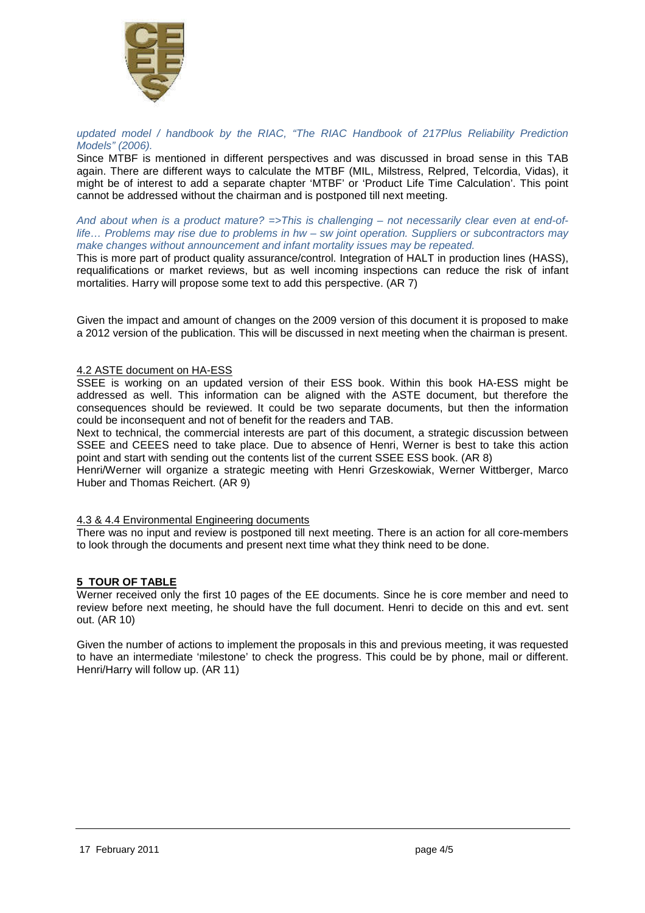*updated model / handbook by the RIAC, “The RIAC Handbook of 217Plus Reliability Prediction Models” (2006).*

Since MTBF is mentioned in different perspectives and was discussed in broad sense in this TAB again. There are different ways to calculate the MTBF (MIL, Milstress, Relpred, Telcordia, Vidas), it might be of interest to add a separate chapter ‘MTBF’ or ‘Product Life Time Calculation’. This point cannot be addressed without the chairman and is postponed till next meeting.

*And about when is a product mature? =>This is challenging – not necessarily clear even at end-of-life… Problems may rise due to problems in hw – sw joint operation. Suppliers or subcontractors may make changes without announcement and infant mortality issues may be repeated.*

This is more part of product quality assurance/control. Integration of HALT in production lines (HASS), requalifications or market reviews, but as well incoming inspections can reduce the risk of infant mortalities. Harry will propose some text to add this perspective. (AR 7)

Given the impact and amount of changes on the 2009 version of this document it is proposed to make a 2012 version of the publication. This will be discussed in next meeting when the chairman is present.

### 4.2 ASTE document on HA-ESS

SSEE is working on an updated version of their ESS book. Within this book HA-ESS might be addressed as well. This information can be aligned with the ASTE document, but therefore the consequences should be reviewed. It could be two separate documents, but then the information could be inconsequent and not of benefit for the readers and TAB.

Next to technical, the commercial interests are part of this document, a strategic discussion between SSEE and CEEES need to take place. Due to absence of Henri, Werner is best to take this action point and start with sending out the contents list of the current SSEE ESS book. (AR 8)

Henri/Werner will organize a strategic meeting with Henri Grzeskowiak, Werner Wittberger, Marco Huber and Thomas Reichert. (AR 9)

### 4.3 & 4.4 Environmental Engineering documents

There was no input and review is postponed till next meeting. There is an action for all core-members to look through the documents and present next time what they think need to be done.

## 5 TOUR OF TABLE

Werner received only the first 10 pages of the EE documents. Since he is core member and need to review before next meeting, he should have the full document. Henri to decide on this and evt. sent out. (AR 10)

Given the number of actions to implement the proposals in this and previous meeting, it was requested to have an intermediate ‘milestone’ to check the progress. This could be by phone, mail or different. Henri/Harry will follow up. (AR 11)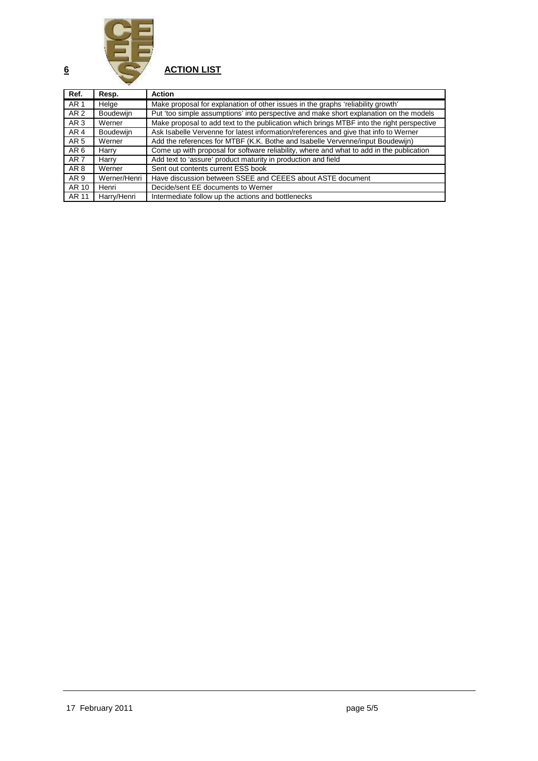## 6 ACTION LIST

| Ref. | Resp. | Action |
|---|---|---|
| AR 1 | Helge | Make proposal for explanation of other issues in the graphs 'reliability growth' |
| AR 2 | Boudewijn | Put 'too simple assumptions' into perspective and make short explanation on the models |
| AR 3 | Werner | Make proposal to add text to the publication which brings MTBF into the right perspective |
| AR 4 | Boudewijn | Ask Isabelle Vervenne for latest information/references and give that info to Werner |
| AR 5 | Werner | Add the references for MTBF (K.K. Bothe and Isabelle Vervenne/input Boudewijn) |
| AR 6 | Harry | Come up with proposal for software reliability, where and what to add in the publication |
| AR 7 | Harry | Add text to 'assure' product maturity in production and field |
| AR 8 | Werner | Sent out contents current ESS book |
| AR 9 | Werner/Henri | Have discussion between SSEE and CEEES about ASTE document |
| AR 10 | Henri | Decide/sent EE documents to Werner |
| AR 11 | Harry/Henri | Intermediate follow up the actions and bottlenecks |

17 February 2011